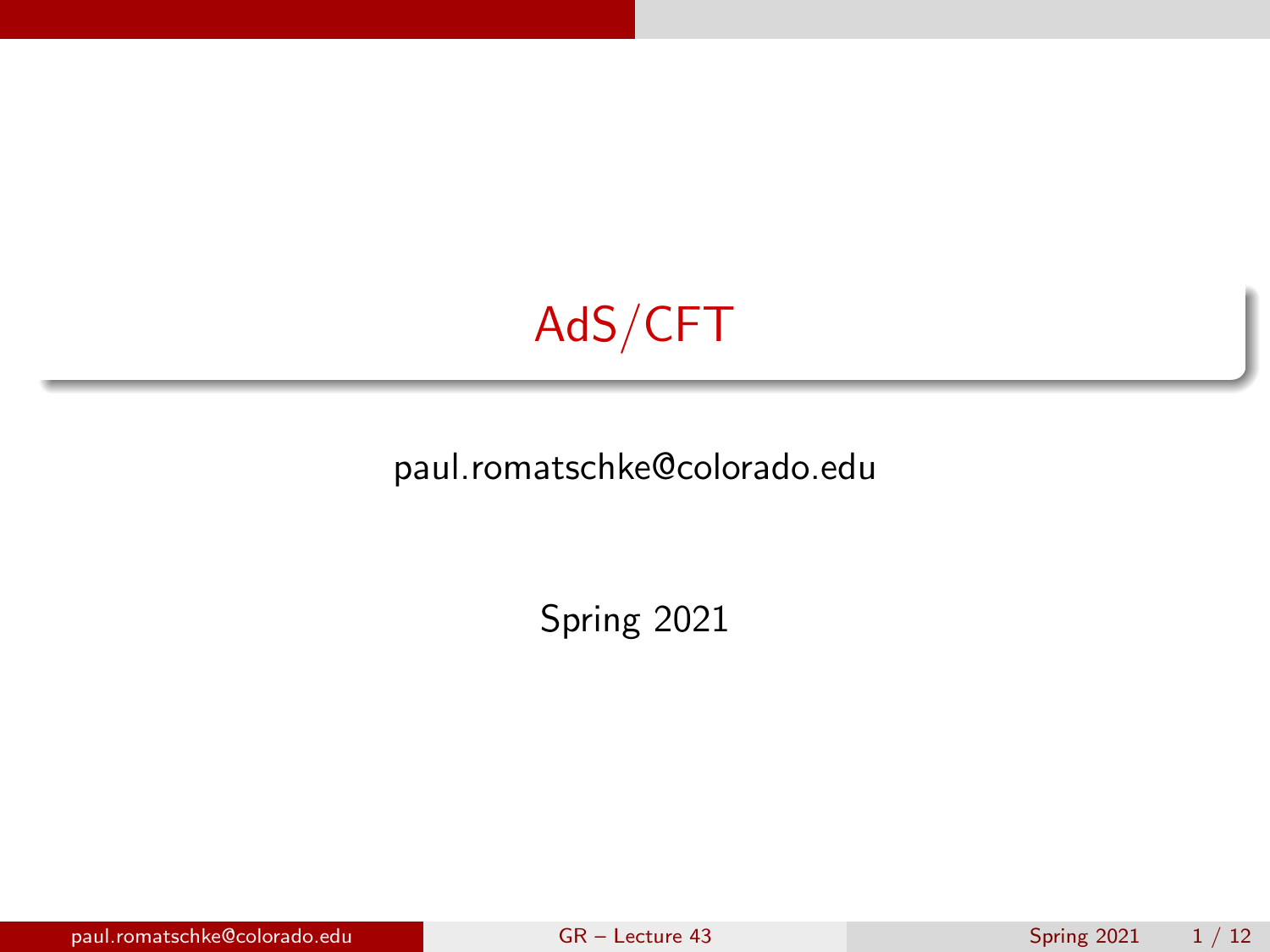# AdS/CFT

paul.romatschke@colorado.edu

Spring 2021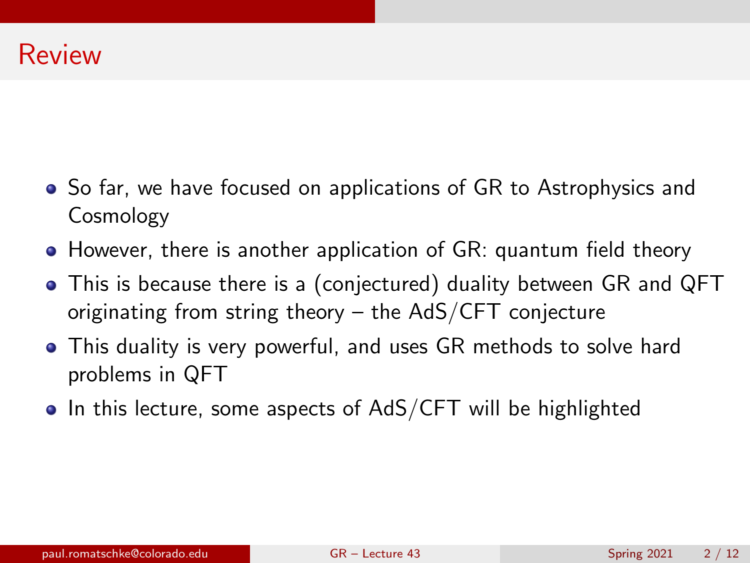# Review

- So far, we have focused on applications of GR to Astrophysics and Cosmology
- However, there is another application of GR: quantum field theory
- This is because there is a (conjectured) duality between GR and QFT originating from string theory – the AdS/CFT conjecture
- This duality is very powerful, and uses GR methods to solve hard problems in QFT
- In this lecture, some aspects of AdS/CFT will be highlighted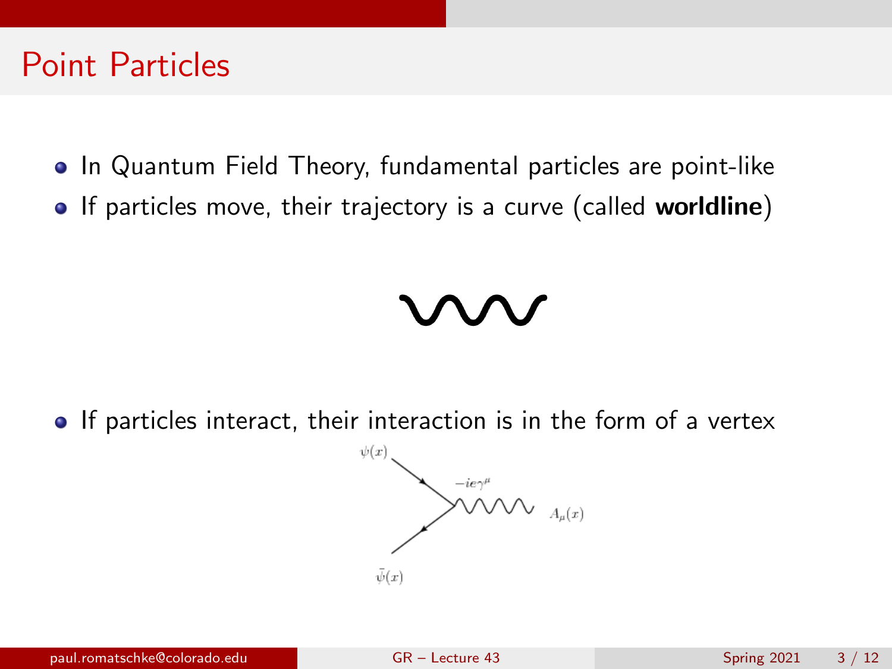# Point Particles

- In Quantum Field Theory, fundamental particles are point-like
- If particles move, their trajectory is a curve (called **worldline**)
- If particles interact, their interaction is in the form of a vertex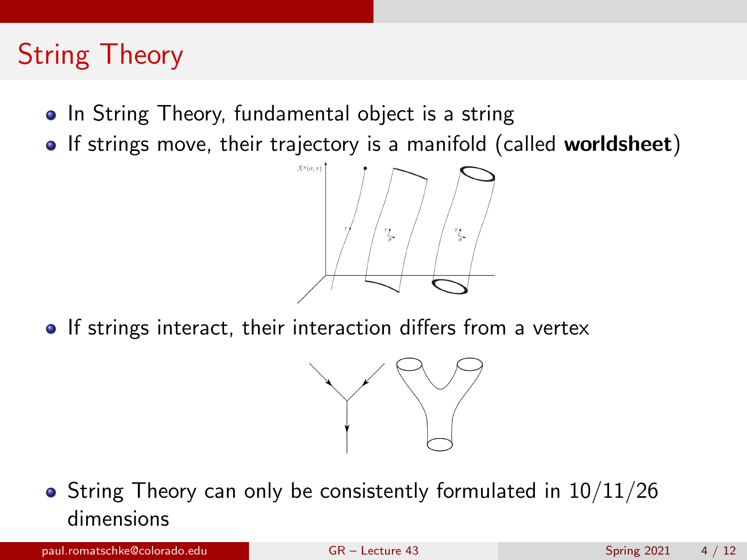# String Theory

- In String Theory, fundamental object is a string
- If strings move, their trajectory is a manifold (called **worldsheet**)
- If strings interact, their interaction differs from a vertex
- String Theory can only be consistently formulated in 10/11/26 dimensions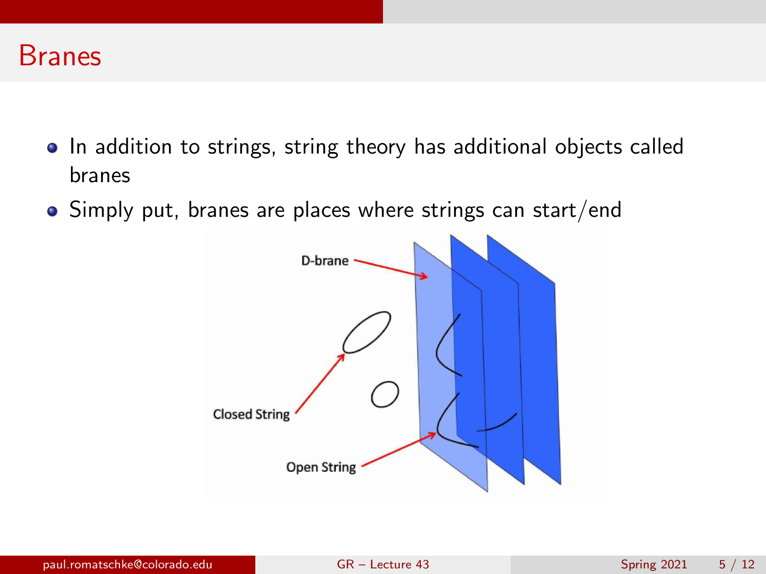# Branes

- In addition to strings, string theory has additional objects called branes
- Simply put, branes are places where strings can start/end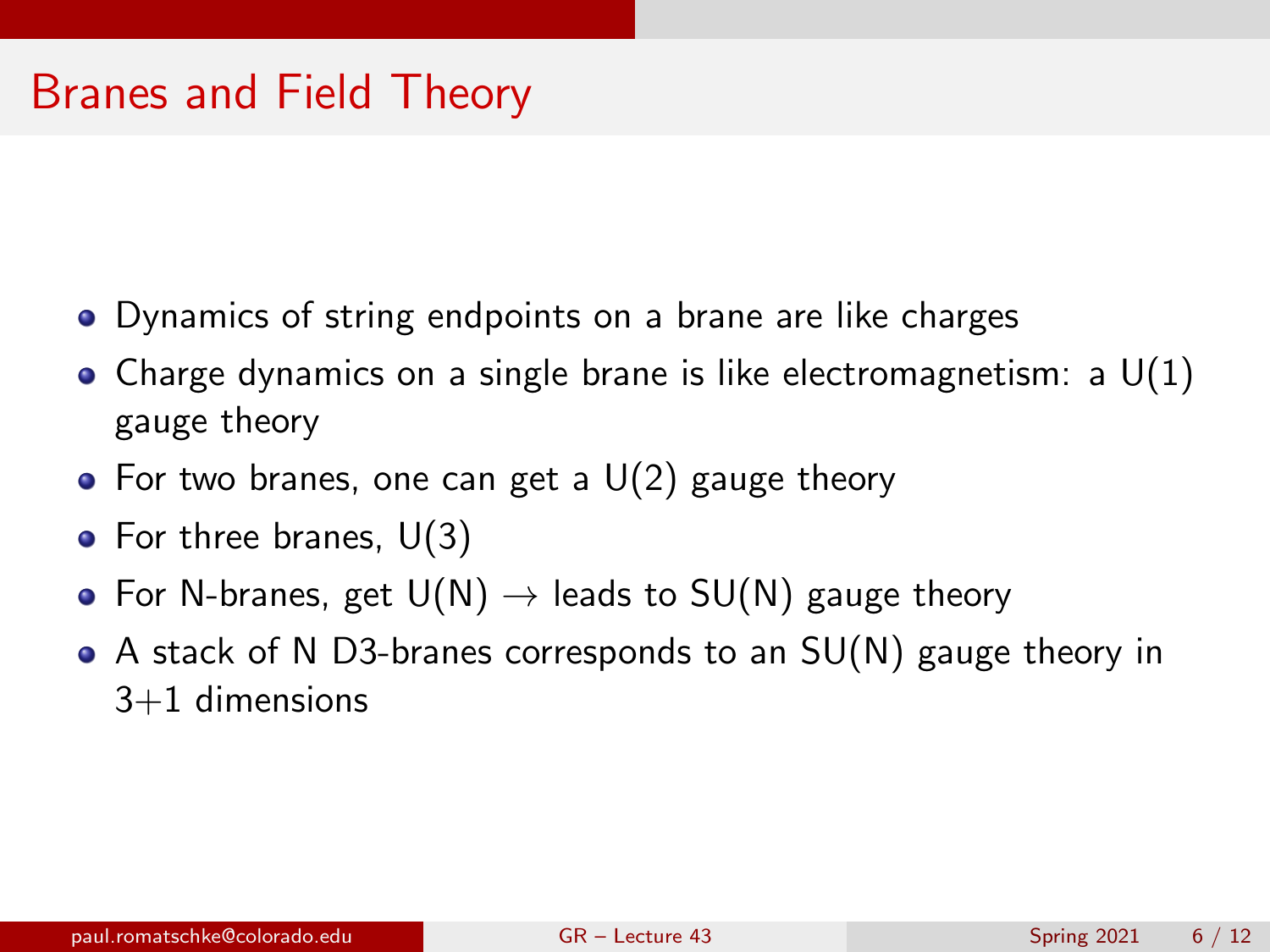# Branes and Field Theory

- Dynamics of string endpoints on a brane are like charges
- Charge dynamics on a single brane is like electromagnetism: a U(1) gauge theory
- For two branes, one can get a U(2) gauge theory
- For three branes, U(3)
- For N-branes, get U(N) $\rightarrow$ leads to SU(N) gauge theory
- A stack of N D3-branes corresponds to an SU(N) gauge theory in 3+1 dimensions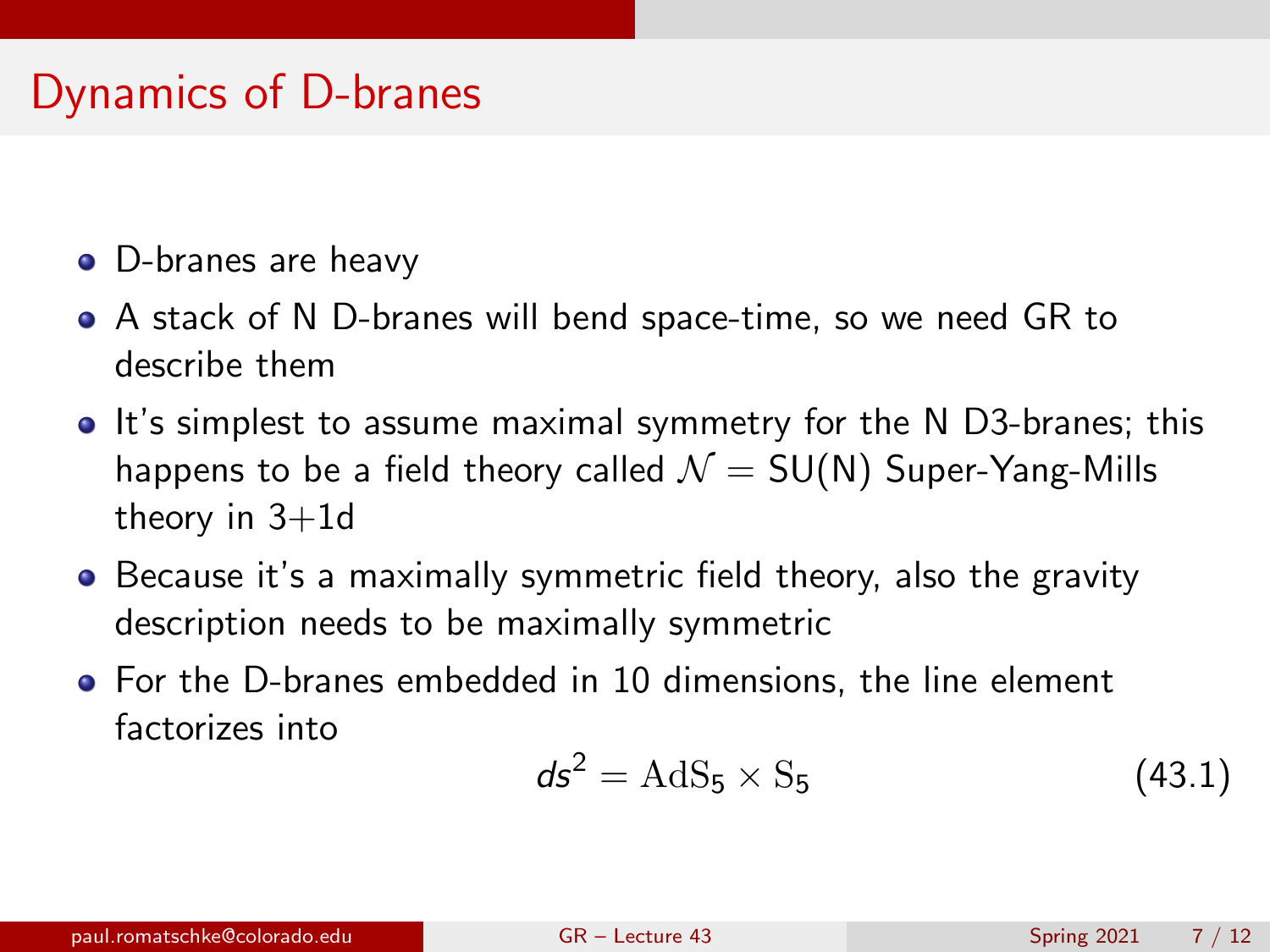# Dynamics of D-branes

- D-branes are heavy
- A stack of N D-branes will bend space-time, so we need GR to describe them
- It's simplest to assume maximal symmetry for the N D3-branes; this happens to be a field theory called $\mathcal{N} =$ SU(N) Super-Yang-Mills theory in 3+1d
- Because it's a maximally symmetric field theory, also the gravity description needs to be maximally symmetric
- For the D-branes embedded in 10 dimensions, the line element factorizes into

$$ds^2 = \mathrm{AdS}_5 \times \mathrm{S}_5 \tag{43.1}$$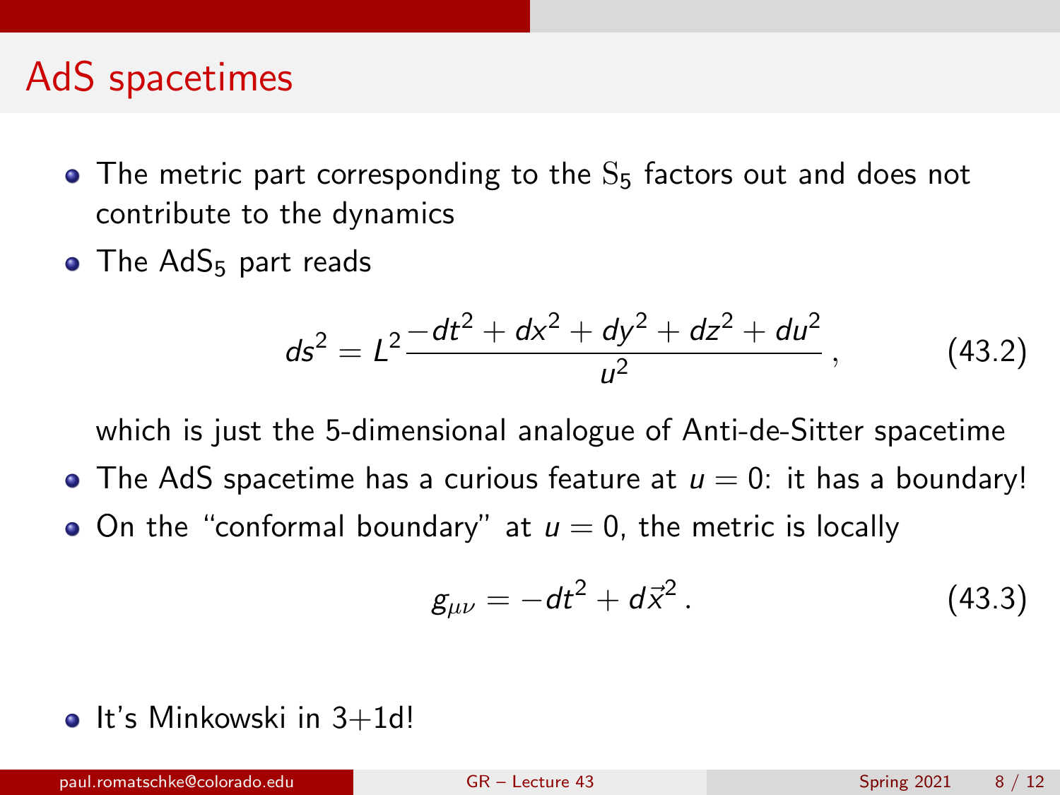# AdS spacetimes

- The metric part corresponding to the $\mathrm{S}_5$ factors out and does not contribute to the dynamics
- The $\mathrm{AdS}_5$ part reads

$$ds^2 = L^2 \frac{-dt^2 + dx^2 + dy^2 + dz^2 + du^2}{u^2}\,, \tag{43.2}$$

  which is just the 5-dimensional analogue of Anti-de-Sitter spacetime
- The AdS spacetime has a curious feature at $u = 0$: it has a boundary!
- On the "conformal boundary" at $u = 0$, the metric is locally

$$g_{\mu\nu} = -dt^2 + d\vec{x}^2\,. \tag{43.3}$$

- It's Minkowski in 3+1d!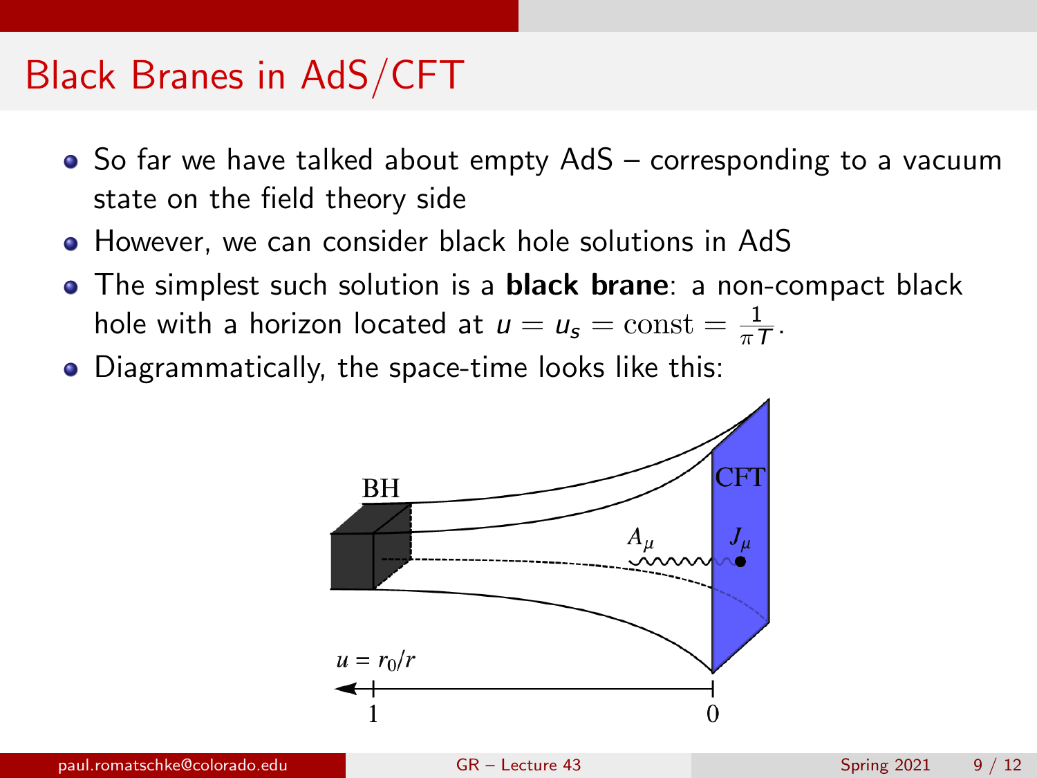# Black Branes in AdS/CFT

- So far we have talked about empty AdS – corresponding to a vacuum state on the field theory side
- However, we can consider black hole solutions in AdS
- The simplest such solution is a **black brane**: a non-compact black hole with a horizon located at $u = u_s = \mathrm{const} = \frac{1}{\pi T}$.
- Diagrammatically, the space-time looks like this: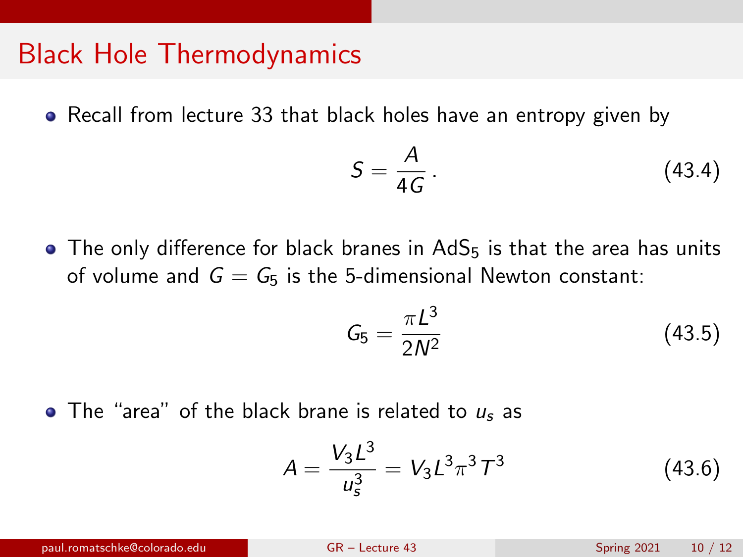# Black Hole Thermodynamics

- Recall from lecture 33 that black holes have an entropy given by

$$S = \frac{A}{4G}\,. \tag{43.4}$$

- The only difference for black branes in $AdS_5$ is that the area has units of volume and $G = G_5$ is the 5-dimensional Newton constant:

$$G_5 = \frac{\pi L^3}{2N^2} \tag{43.5}$$

- The "area" of the black brane is related to $u_s$ as

$$A = \frac{V_3 L^3}{u_s^3} = V_3 L^3 \pi^3 T^3 \tag{43.6}$$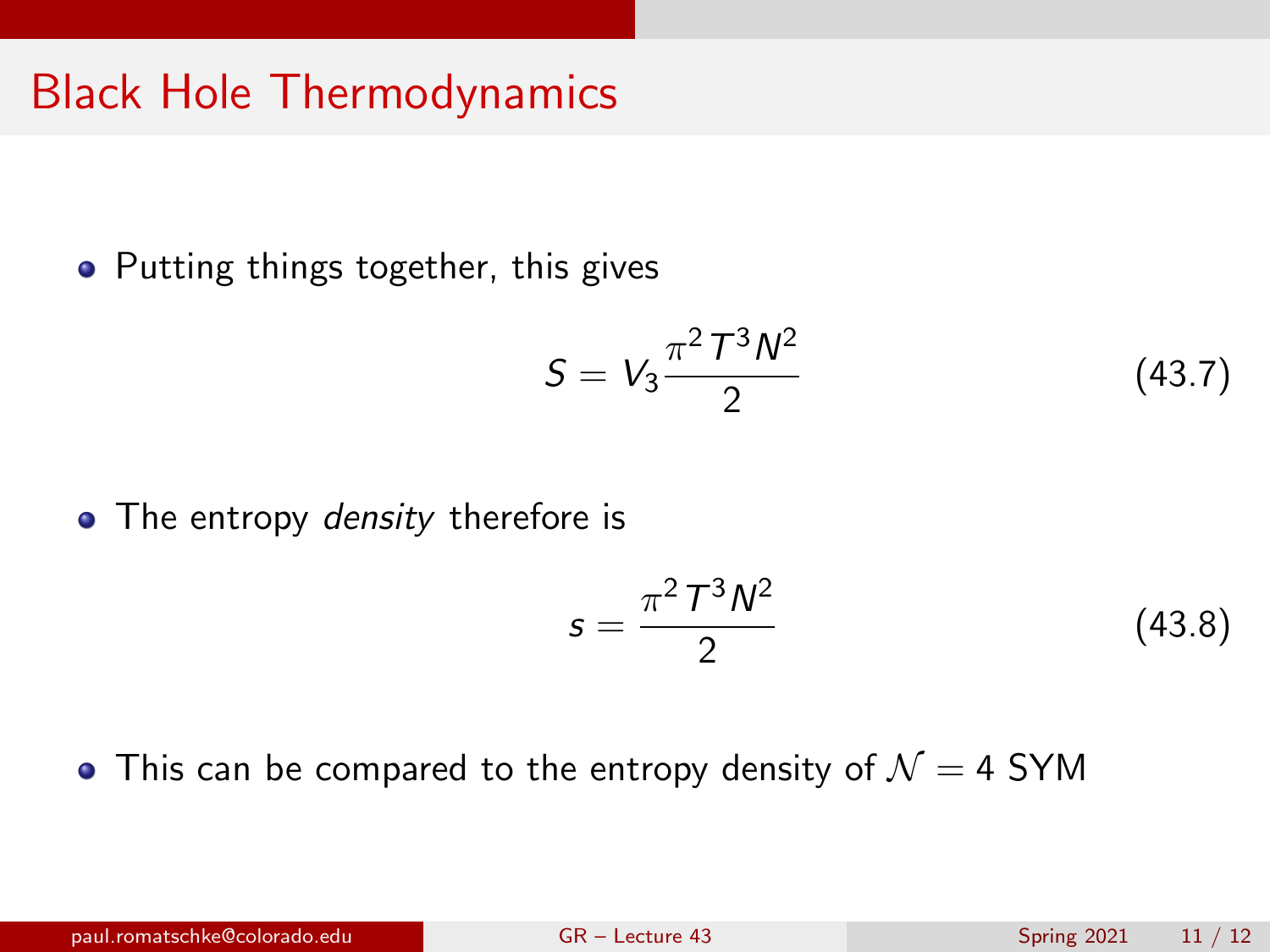# Black Hole Thermodynamics

- Putting things together, this gives

$$S = V_3 \frac{\pi^2 T^3 N^2}{2} \tag{43.7}$$

- The entropy *density* therefore is

$$s = \frac{\pi^2 T^3 N^2}{2} \tag{43.8}$$

- This can be compared to the entropy density of $\mathcal{N} = 4$ SYM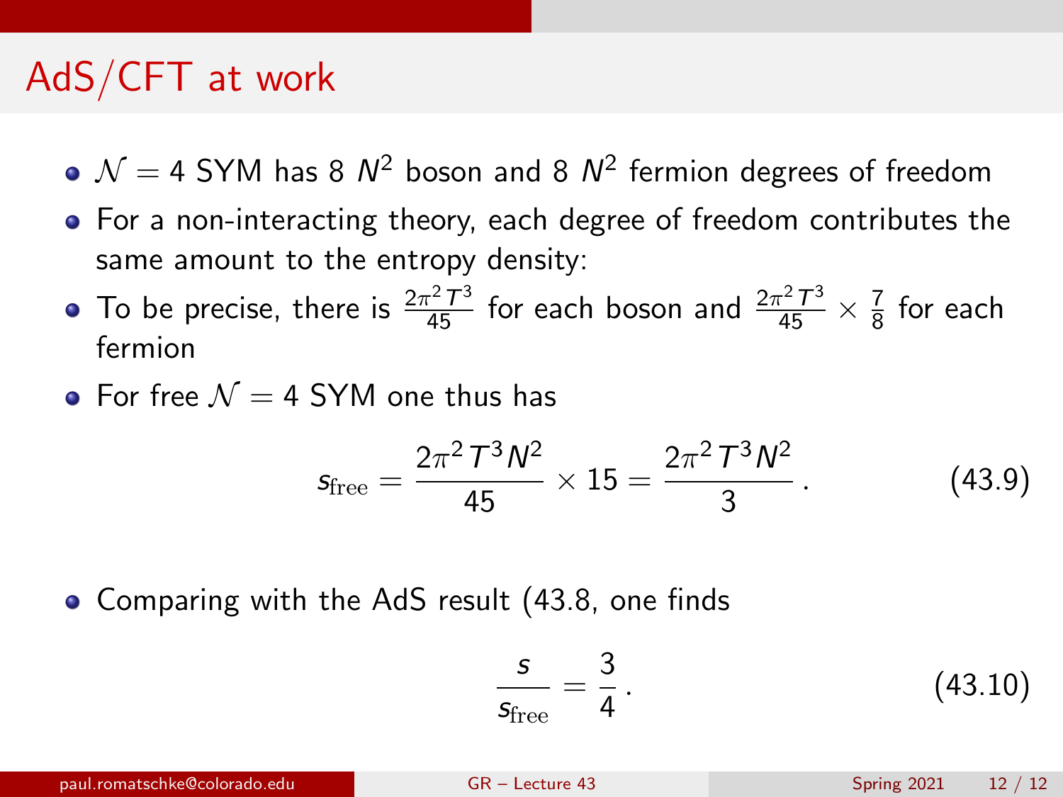# AdS/CFT at work

- $\mathcal{N} = 4$ SYM has 8 $N^2$ boson and 8 $N^2$ fermion degrees of freedom
- For a non-interacting theory, each degree of freedom contributes the same amount to the entropy density:
- To be precise, there is $\frac{2\pi^2 T^3}{45}$ for each boson and $\frac{2\pi^2 T^3}{45} \times \frac{7}{8}$ for each fermion
- For free $\mathcal{N} = 4$ SYM one thus has

$$s_{\text{free}} = \frac{2\pi^2 T^3 N^2}{45} \times 15 = \frac{2\pi^2 T^3 N^2}{3} \,. \tag{43.9}$$

- Comparing with the AdS result (43.8, one finds

$$\frac{s}{s_{\text{free}}} = \frac{3}{4} \,. \tag{43.10}$$